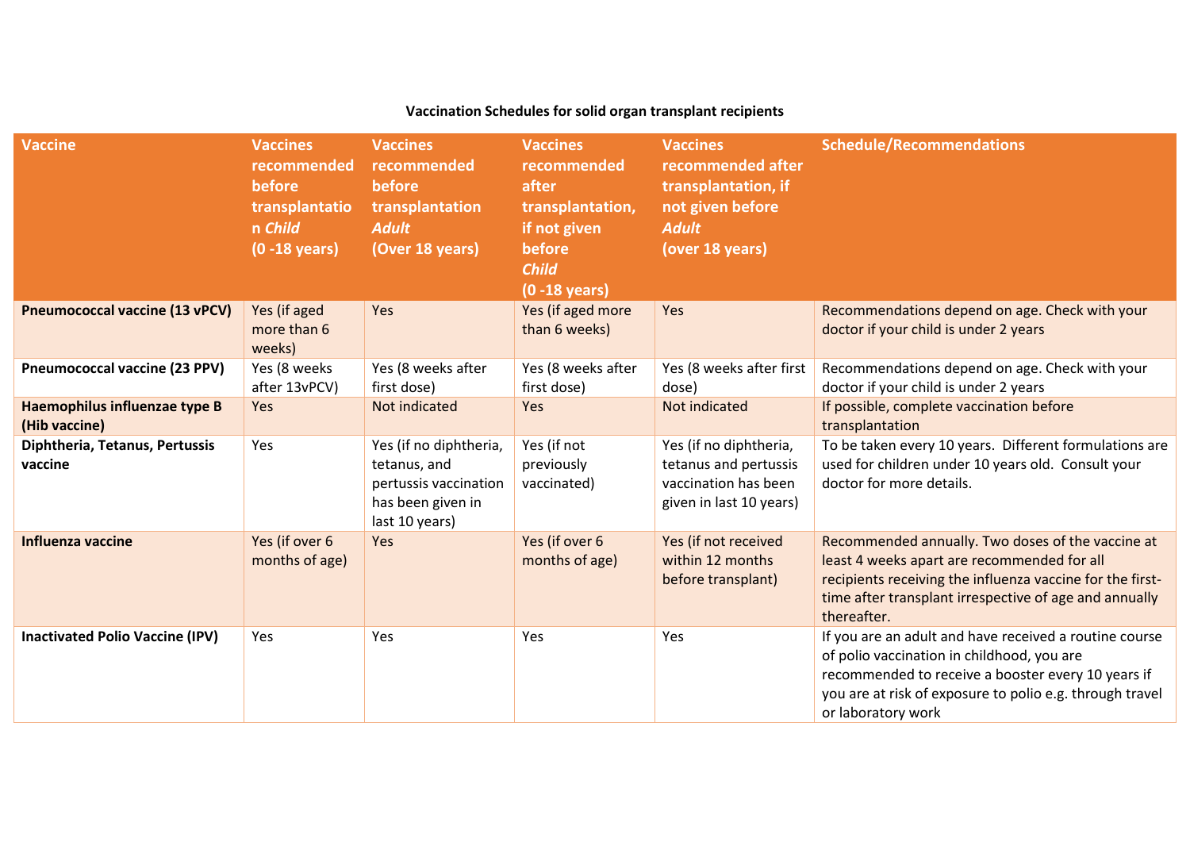**Vaccination Schedules for solid organ transplant recipients**

| Vaccine | Vaccines recommended before transplantation *Child* (0 -18 years) | Vaccines recommended before transplantation *Adult* (Over 18 years) | Vaccines recommended after transplantation, if not given before *Child* (0 -18 years) | Vaccines recommended after transplantation, if not given before *Adult* (over 18 years) | Schedule/Recommendations |
|---|---|---|---|---|---|
| **Pneumococcal vaccine (13 vPCV)** | Yes (if aged more than 6 weeks) | Yes | Yes (if aged more than 6 weeks) | Yes | Recommendations depend on age. Check with your doctor if your child is under 2 years |
| **Pneumococcal vaccine (23 PPV)** | Yes (8 weeks after 13vPCV) | Yes (8 weeks after first dose) | Yes (8 weeks after first dose) | Yes (8 weeks after first dose) | Recommendations depend on age. Check with your doctor if your child is under 2 years |
| **Haemophilus influenzae type B (Hib vaccine)** | Yes | Not indicated | Yes | Not indicated | If possible, complete vaccination before transplantation |
| **Diphtheria, Tetanus, Pertussis vaccine** | Yes | Yes (if no diphtheria, tetanus, and pertussis vaccination has been given in last 10 years) | Yes (if not previously vaccinated) | Yes (if no diphtheria, tetanus and pertussis vaccination has been given in last 10 years) | To be taken every 10 years. Different formulations are used for children under 10 years old. Consult your doctor for more details. |
| **Influenza vaccine** | Yes (if over 6 months of age) | Yes | Yes (if over 6 months of age) | Yes (if not received within 12 months before transplant) | Recommended annually. Two doses of the vaccine at least 4 weeks apart are recommended for all recipients receiving the influenza vaccine for the first-time after transplant irrespective of age and annually thereafter. |
| **Inactivated Polio Vaccine (IPV)** | Yes | Yes | Yes | Yes | If you are an adult and have received a routine course of polio vaccination in childhood, you are recommended to receive a booster every 10 years if you are at risk of exposure to polio e.g. through travel or laboratory work |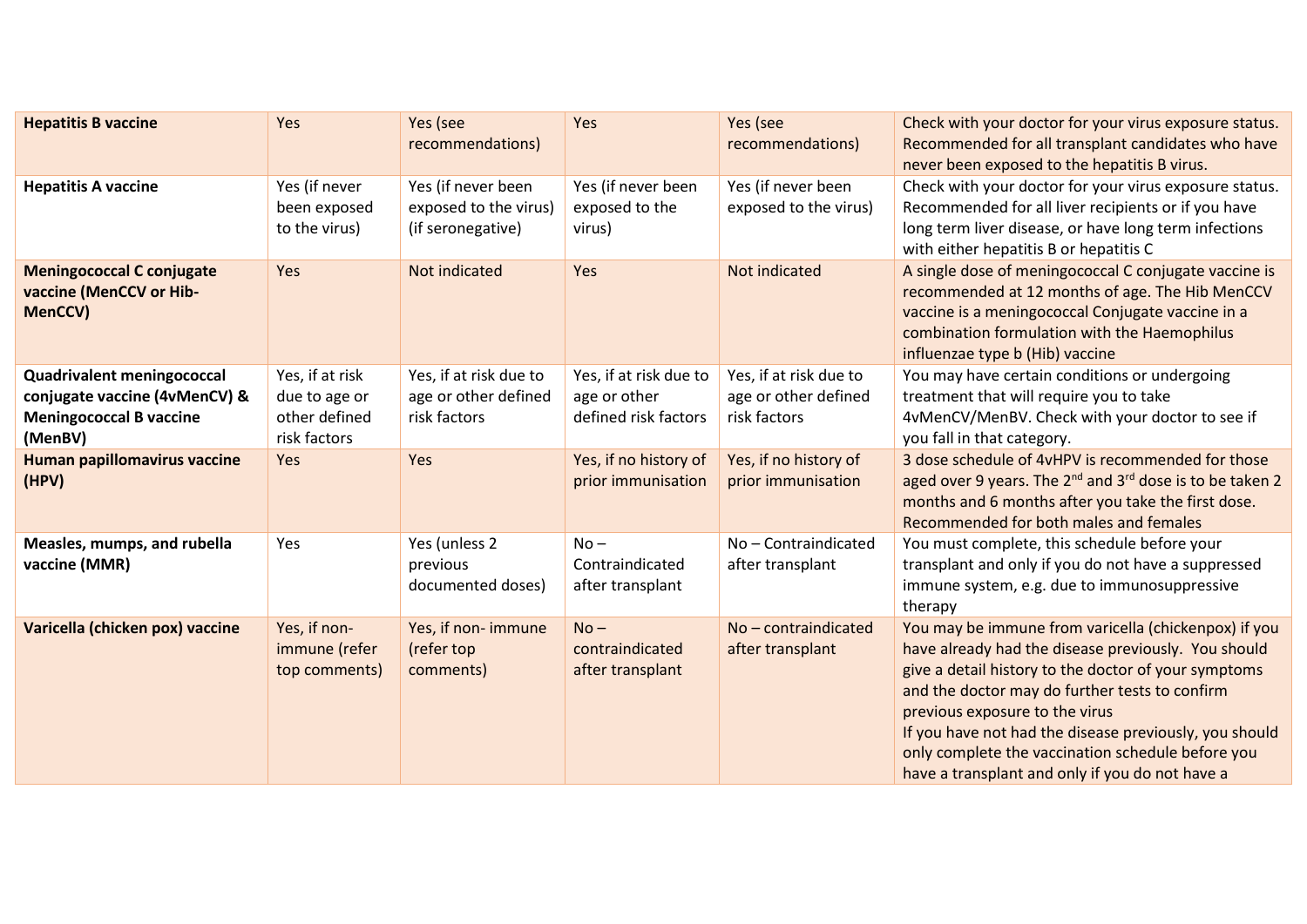| | | | | | |
|---|---|---|---|---|---|
| **Hepatitis B vaccine** | Yes | Yes (see recommendations) | Yes | Yes (see recommendations) | Check with your doctor for your virus exposure status. Recommended for all transplant candidates who have never been exposed to the hepatitis B virus. |
| **Hepatitis A vaccine** | Yes (if never been exposed to the virus) | Yes (if never been exposed to the virus) (if seronegative) | Yes (if never been exposed to the virus) | Yes (if never been exposed to the virus) | Check with your doctor for your virus exposure status. Recommended for all liver recipients or if you have long term liver disease, or have long term infections with either hepatitis B or hepatitis C |
| **Meningococcal C conjugate vaccine (MenCCV or Hib-MenCCV)** | Yes | Not indicated | Yes | Not indicated | A single dose of meningococcal C conjugate vaccine is recommended at 12 months of age. The Hib MenCCV vaccine is a meningococcal Conjugate vaccine in a combination formulation with the Haemophilus influenzae type b (Hib) vaccine |
| **Quadrivalent meningococcal conjugate vaccine (4vMenCV) & Meningococcal B vaccine (MenBV)** | Yes, if at risk due to age or other defined risk factors | Yes, if at risk due to age or other defined risk factors | Yes, if at risk due to age or other defined risk factors | Yes, if at risk due to age or other defined risk factors | You may have certain conditions or undergoing treatment that will require you to take 4vMenCV/MenBV. Check with your doctor to see if you fall in that category. |
| **Human papillomavirus vaccine (HPV)** | Yes | Yes | Yes, if no history of prior immunisation | Yes, if no history of prior immunisation | 3 dose schedule of 4vHPV is recommended for those aged over 9 years. The 2nd and 3rd dose is to be taken 2 months and 6 months after you take the first dose. Recommended for both males and females |
| **Measles, mumps, and rubella vaccine (MMR)** | Yes | Yes (unless 2 previous documented doses) | No – Contraindicated after transplant | No – Contraindicated after transplant | You must complete, this schedule before your transplant and only if you do not have a suppressed immune system, e.g. due to immunosuppressive therapy |
| **Varicella (chicken pox) vaccine** | Yes, if non-immune (refer top comments) | Yes, if non- immune (refer top comments) | No – contraindicated after transplant | No – contraindicated after transplant | You may be immune from varicella (chickenpox) if you have already had the disease previously. You should give a detail history to the doctor of your symptoms and the doctor may do further tests to confirm previous exposure to the virus<br>If you have not had the disease previously, you should only complete the vaccination schedule before you have a transplant and only if you do not have a |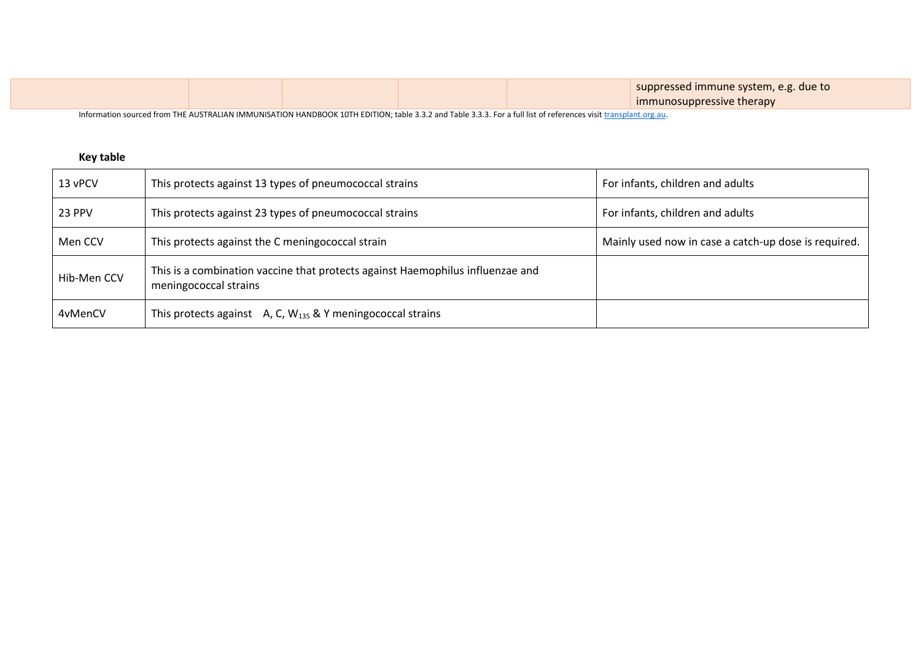| | | | | | |
|---|---|---|---|---|---|
| | | | | | suppressed immune system, e.g. due to immunosuppressive therapy |

Information sourced from THE AUSTRALIAN IMMUNISATION HANDBOOK 10TH EDITION; table 3.3.2 and Table 3.3.3. For a full list of references visit [transplant.org.au](transplant.org.au).

**Key table**

| | | |
|---|---|---|
| 13 vPCV | This protects against 13 types of pneumococcal strains | For infants, children and adults |
| 23 PPV | This protects against 23 types of pneumococcal strains | For infants, children and adults |
| Men CCV | This protects against the C meningococcal strain | Mainly used now in case a catch-up dose is required. |
| Hib-Men CCV | This is a combination vaccine that protects against Haemophilus influenzae and meningococcal strains | |
| 4vMenCV | This protects against A, C, $W_{135}$ & Y meningococcal strains | |